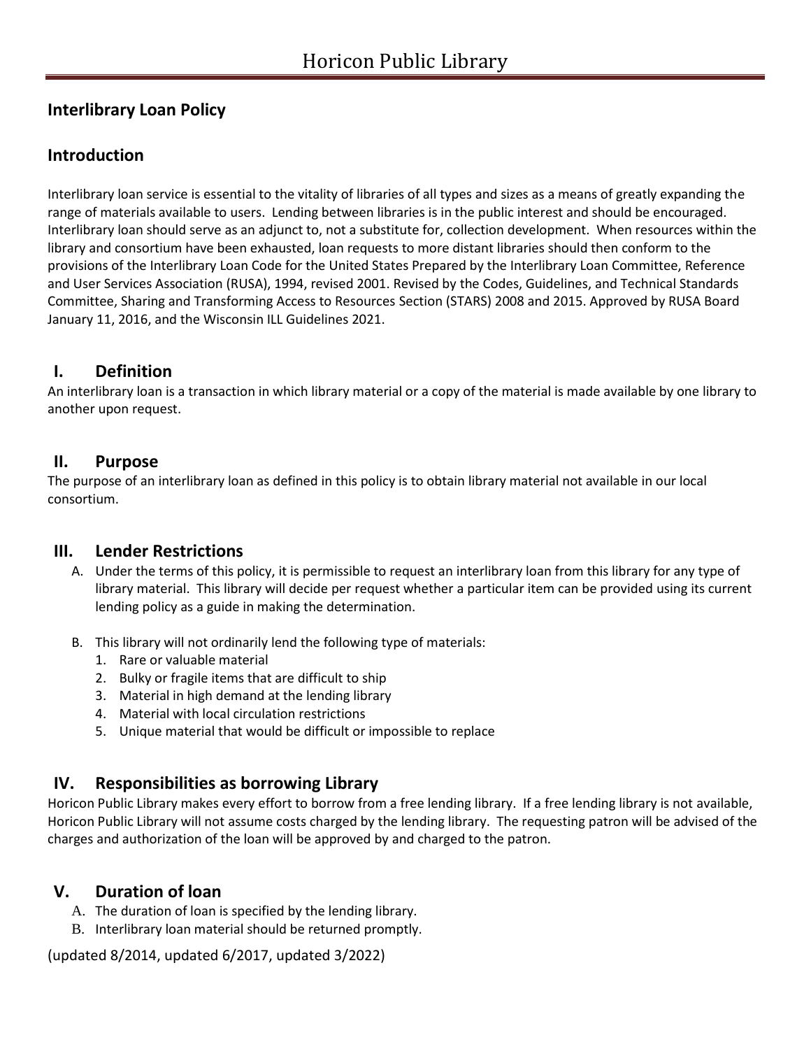# Horicon Public Library

## Interlibrary Loan Policy

## Introduction

Interlibrary loan service is essential to the vitality of libraries of all types and sizes as a means of greatly expanding the range of materials available to users. Lending between libraries is in the public interest and should be encouraged. Interlibrary loan should serve as an adjunct to, not a substitute for, collection development. When resources within the library and consortium have been exhausted, loan requests to more distant libraries should then conform to the provisions of the Interlibrary Loan Code for the United States Prepared by the Interlibrary Loan Committee, Reference and User Services Association (RUSA), 1994, revised 2001. Revised by the Codes, Guidelines, and Technical Standards Committee, Sharing and Transforming Access to Resources Section (STARS) 2008 and 2015. Approved by RUSA Board January 11, 2016, and the Wisconsin ILL Guidelines 2021.

## I. Definition

An interlibrary loan is a transaction in which library material or a copy of the material is made available by one library to another upon request.

## II. Purpose

The purpose of an interlibrary loan as defined in this policy is to obtain library material not available in our local consortium.

## III. Lender Restrictions

A. Under the terms of this policy, it is permissible to request an interlibrary loan from this library for any type of library material. This library will decide per request whether a particular item can be provided using its current lending policy as a guide in making the determination.

B. This library will not ordinarily lend the following type of materials:
   1. Rare or valuable material
   2. Bulky or fragile items that are difficult to ship
   3. Material in high demand at the lending library
   4. Material with local circulation restrictions
   5. Unique material that would be difficult or impossible to replace

## IV. Responsibilities as borrowing Library

Horicon Public Library makes every effort to borrow from a free lending library. If a free lending library is not available, Horicon Public Library will not assume costs charged by the lending library. The requesting patron will be advised of the charges and authorization of the loan will be approved by and charged to the patron.

## V. Duration of loan

A. The duration of loan is specified by the lending library.

B. Interlibrary loan material should be returned promptly.

(updated 8/2014, updated 6/2017, updated 3/2022)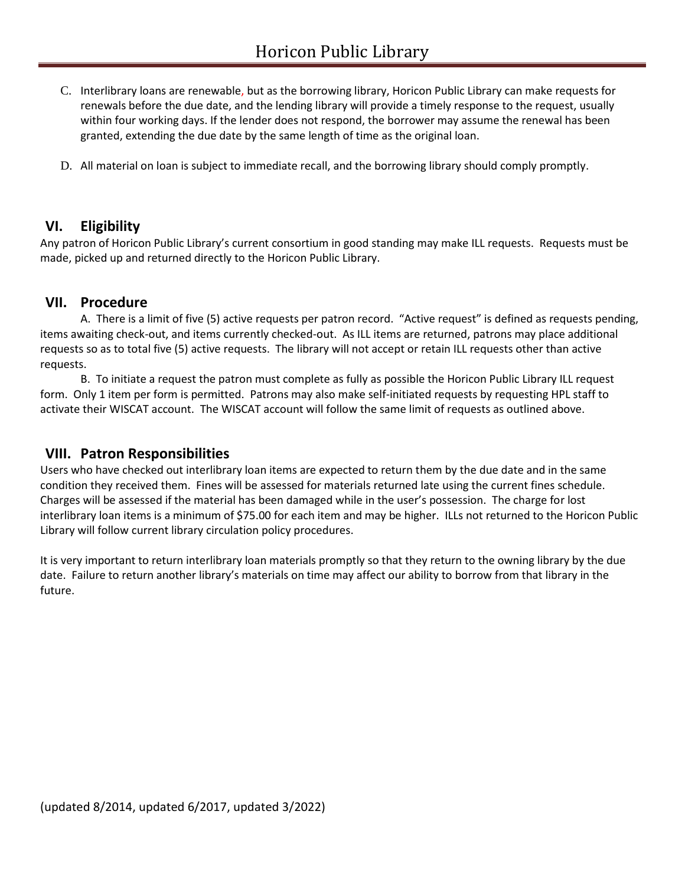C. Interlibrary loans are renewable, but as the borrowing library, Horicon Public Library can make requests for renewals before the due date, and the lending library will provide a timely response to the request, usually within four working days. If the lender does not respond, the borrower may assume the renewal has been granted, extending the due date by the same length of time as the original loan.

D. All material on loan is subject to immediate recall, and the borrowing library should comply promptly.

## VI. Eligibility

Any patron of Horicon Public Library's current consortium in good standing may make ILL requests. Requests must be made, picked up and returned directly to the Horicon Public Library.

## VII. Procedure

A. There is a limit of five (5) active requests per patron record. "Active request" is defined as requests pending, items awaiting check-out, and items currently checked-out. As ILL items are returned, patrons may place additional requests so as to total five (5) active requests. The library will not accept or retain ILL requests other than active requests.

B. To initiate a request the patron must complete as fully as possible the Horicon Public Library ILL request form. Only 1 item per form is permitted. Patrons may also make self-initiated requests by requesting HPL staff to activate their WISCAT account. The WISCAT account will follow the same limit of requests as outlined above.

## VIII. Patron Responsibilities

Users who have checked out interlibrary loan items are expected to return them by the due date and in the same condition they received them. Fines will be assessed for materials returned late using the current fines schedule. Charges will be assessed if the material has been damaged while in the user's possession. The charge for lost interlibrary loan items is a minimum of $75.00 for each item and may be higher. ILLs not returned to the Horicon Public Library will follow current library circulation policy procedures.

It is very important to return interlibrary loan materials promptly so that they return to the owning library by the due date. Failure to return another library's materials on time may affect our ability to borrow from that library in the future.

(updated 8/2014, updated 6/2017, updated 3/2022)